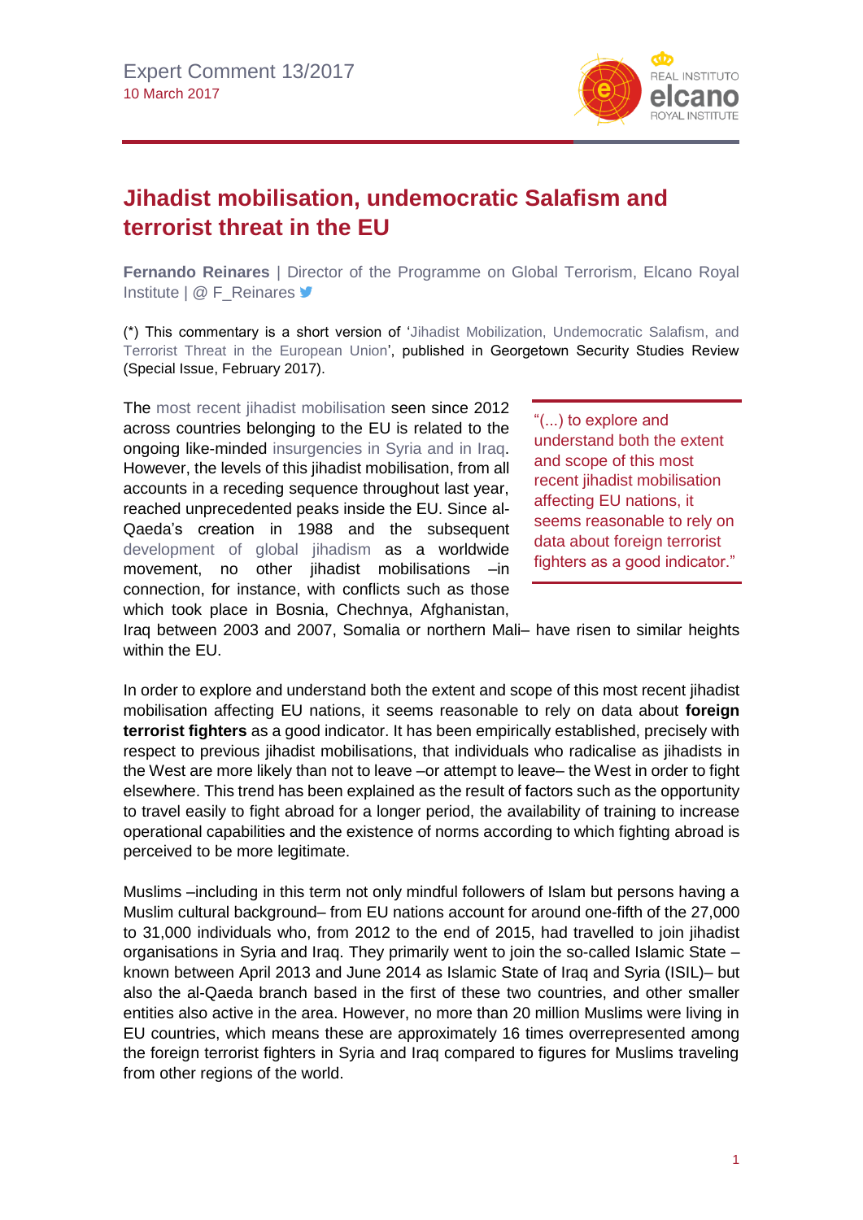Expert Comment 13/2017
10 March 2017

# Jihadist mobilisation, undemocratic Salafism and terrorist threat in the EU

**Fernando Reinares** | Director of the Programme on Global Terrorism, Elcano Royal Institute | @ F_Reinares

(*) This commentary is a short version of 'Jihadist Mobilization, Undemocratic Salafism, and Terrorist Threat in the European Union', published in Georgetown Security Studies Review (Special Issue, February 2017).

The most recent jihadist mobilisation seen since 2012 across countries belonging to the EU is related to the ongoing like-minded insurgencies in Syria and in Iraq. However, the levels of this jihadist mobilisation, from all accounts in a receding sequence throughout last year, reached unprecedented peaks inside the EU. Since al-Qaeda's creation in 1988 and the subsequent development of global jihadism as a worldwide movement, no other jihadist mobilisations –in connection, for instance, with conflicts such as those which took place in Bosnia, Chechnya, Afghanistan, Iraq between 2003 and 2007, Somalia or northern Mali– have risen to similar heights within the EU.

> "(...) to explore and understand both the extent and scope of this most recent jihadist mobilisation affecting EU nations, it seems reasonable to rely on data about foreign terrorist fighters as a good indicator."

In order to explore and understand both the extent and scope of this most recent jihadist mobilisation affecting EU nations, it seems reasonable to rely on data about **foreign terrorist fighters** as a good indicator. It has been empirically established, precisely with respect to previous jihadist mobilisations, that individuals who radicalise as jihadists in the West are more likely than not to leave –or attempt to leave– the West in order to fight elsewhere. This trend has been explained as the result of factors such as the opportunity to travel easily to fight abroad for a longer period, the availability of training to increase operational capabilities and the existence of norms according to which fighting abroad is perceived to be more legitimate.

Muslims –including in this term not only mindful followers of Islam but persons having a Muslim cultural background– from EU nations account for around one-fifth of the 27,000 to 31,000 individuals who, from 2012 to the end of 2015, had travelled to join jihadist organisations in Syria and Iraq. They primarily went to join the so-called Islamic State –known between April 2013 and June 2014 as Islamic State of Iraq and Syria (ISIL)– but also the al-Qaeda branch based in the first of these two countries, and other smaller entities also active in the area. However, no more than 20 million Muslims were living in EU countries, which means these are approximately 16 times overrepresented among the foreign terrorist fighters in Syria and Iraq compared to figures for Muslims traveling from other regions of the world.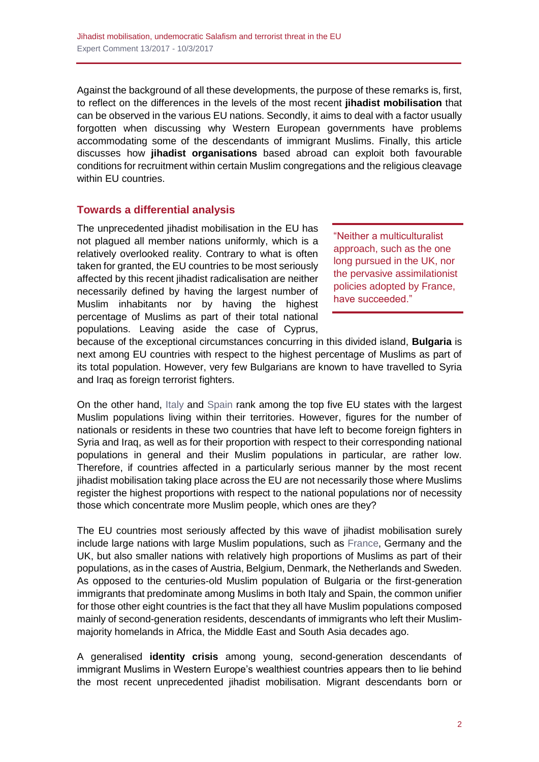Against the background of all these developments, the purpose of these remarks is, first, to reflect on the differences in the levels of the most recent **jihadist mobilisation** that can be observed in the various EU nations. Secondly, it aims to deal with a factor usually forgotten when discussing why Western European governments have problems accommodating some of the descendants of immigrant Muslims. Finally, this article discusses how **jihadist organisations** based abroad can exploit both favourable conditions for recruitment within certain Muslim congregations and the religious cleavage within EU countries.

## Towards a differential analysis

The unprecedented jihadist mobilisation in the EU has not plagued all member nations uniformly, which is a relatively overlooked reality. Contrary to what is often taken for granted, the EU countries to be most seriously affected by this recent jihadist radicalisation are neither necessarily defined by having the largest number of Muslim inhabitants nor by having the highest percentage of Muslims as part of their total national populations. Leaving aside the case of Cyprus, because of the exceptional circumstances concurring in this divided island, **Bulgaria** is next among EU countries with respect to the highest percentage of Muslims as part of its total population. However, very few Bulgarians are known to have travelled to Syria and Iraq as foreign terrorist fighters.

> "Neither a multiculturalist approach, such as the one long pursued in the UK, nor the pervasive assimilationist policies adopted by France, have succeeded."

On the other hand, Italy and Spain rank among the top five EU states with the largest Muslim populations living within their territories. However, figures for the number of nationals or residents in these two countries that have left to become foreign fighters in Syria and Iraq, as well as for their proportion with respect to their corresponding national populations in general and their Muslim populations in particular, are rather low. Therefore, if countries affected in a particularly serious manner by the most recent jihadist mobilisation taking place across the EU are not necessarily those where Muslims register the highest proportions with respect to the national populations nor of necessity those which concentrate more Muslim people, which ones are they?

The EU countries most seriously affected by this wave of jihadist mobilisation surely include large nations with large Muslim populations, such as France, Germany and the UK, but also smaller nations with relatively high proportions of Muslims as part of their populations, as in the cases of Austria, Belgium, Denmark, the Netherlands and Sweden. As opposed to the centuries-old Muslim population of Bulgaria or the first-generation immigrants that predominate among Muslims in both Italy and Spain, the common unifier for those other eight countries is the fact that they all have Muslim populations composed mainly of second-generation residents, descendants of immigrants who left their Muslim-majority homelands in Africa, the Middle East and South Asia decades ago.

A generalised **identity crisis** among young, second-generation descendants of immigrant Muslims in Western Europe's wealthiest countries appears then to lie behind the most recent unprecedented jihadist mobilisation. Migrant descendants born or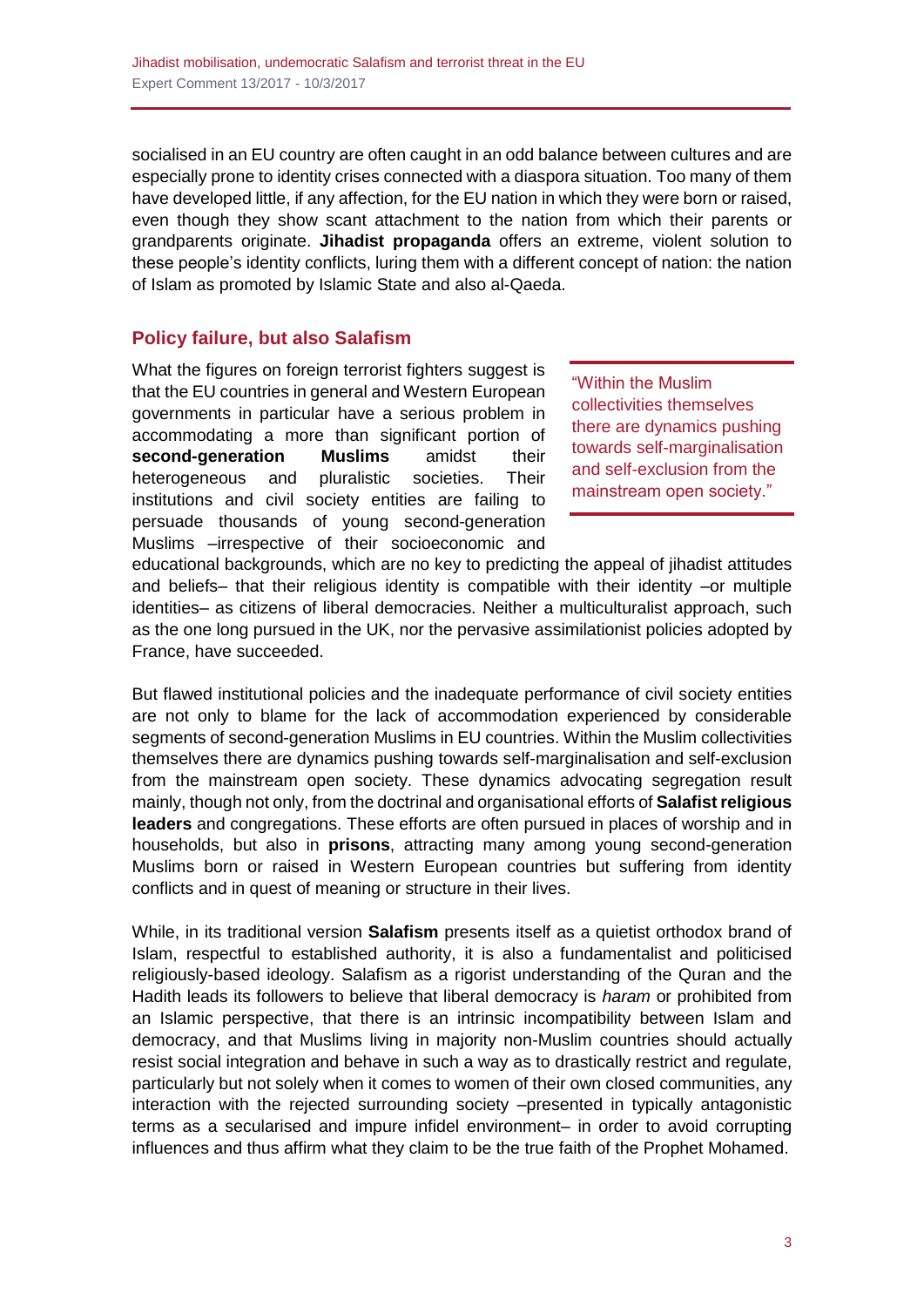socialised in an EU country are often caught in an odd balance between cultures and are especially prone to identity crises connected with a diaspora situation. Too many of them have developed little, if any affection, for the EU nation in which they were born or raised, even though they show scant attachment to the nation from which their parents or grandparents originate. **Jihadist propaganda** offers an extreme, violent solution to these people's identity conflicts, luring them with a different concept of nation: the nation of Islam as promoted by Islamic State and also al-Qaeda.

## Policy failure, but also Salafism

What the figures on foreign terrorist fighters suggest is that the EU countries in general and Western European governments in particular have a serious problem in accommodating a more than significant portion of **second-generation Muslims** amidst their heterogeneous and pluralistic societies. Their institutions and civil society entities are failing to persuade thousands of young second-generation Muslims –irrespective of their socioeconomic and educational backgrounds, which are no key to predicting the appeal of jihadist attitudes and beliefs– that their religious identity is compatible with their identity –or multiple identities– as citizens of liberal democracies. Neither a multiculturalist approach, such as the one long pursued in the UK, nor the pervasive assimilationist policies adopted by France, have succeeded.

> "Within the Muslim collectivities themselves there are dynamics pushing towards self-marginalisation and self-exclusion from the mainstream open society."

But flawed institutional policies and the inadequate performance of civil society entities are not only to blame for the lack of accommodation experienced by considerable segments of second-generation Muslims in EU countries. Within the Muslim collectivities themselves there are dynamics pushing towards self-marginalisation and self-exclusion from the mainstream open society. These dynamics advocating segregation result mainly, though not only, from the doctrinal and organisational efforts of **Salafist religious leaders** and congregations. These efforts are often pursued in places of worship and in households, but also in **prisons**, attracting many among young second-generation Muslims born or raised in Western European countries but suffering from identity conflicts and in quest of meaning or structure in their lives.

While, in its traditional version **Salafism** presents itself as a quietist orthodox brand of Islam, respectful to established authority, it is also a fundamentalist and politicised religiously-based ideology. Salafism as a rigorist understanding of the Quran and the Hadith leads its followers to believe that liberal democracy is *haram* or prohibited from an Islamic perspective, that there is an intrinsic incompatibility between Islam and democracy, and that Muslims living in majority non-Muslim countries should actually resist social integration and behave in such a way as to drastically restrict and regulate, particularly but not solely when it comes to women of their own closed communities, any interaction with the rejected surrounding society –presented in typically antagonistic terms as a secularised and impure infidel environment– in order to avoid corrupting influences and thus affirm what they claim to be the true faith of the Prophet Mohamed.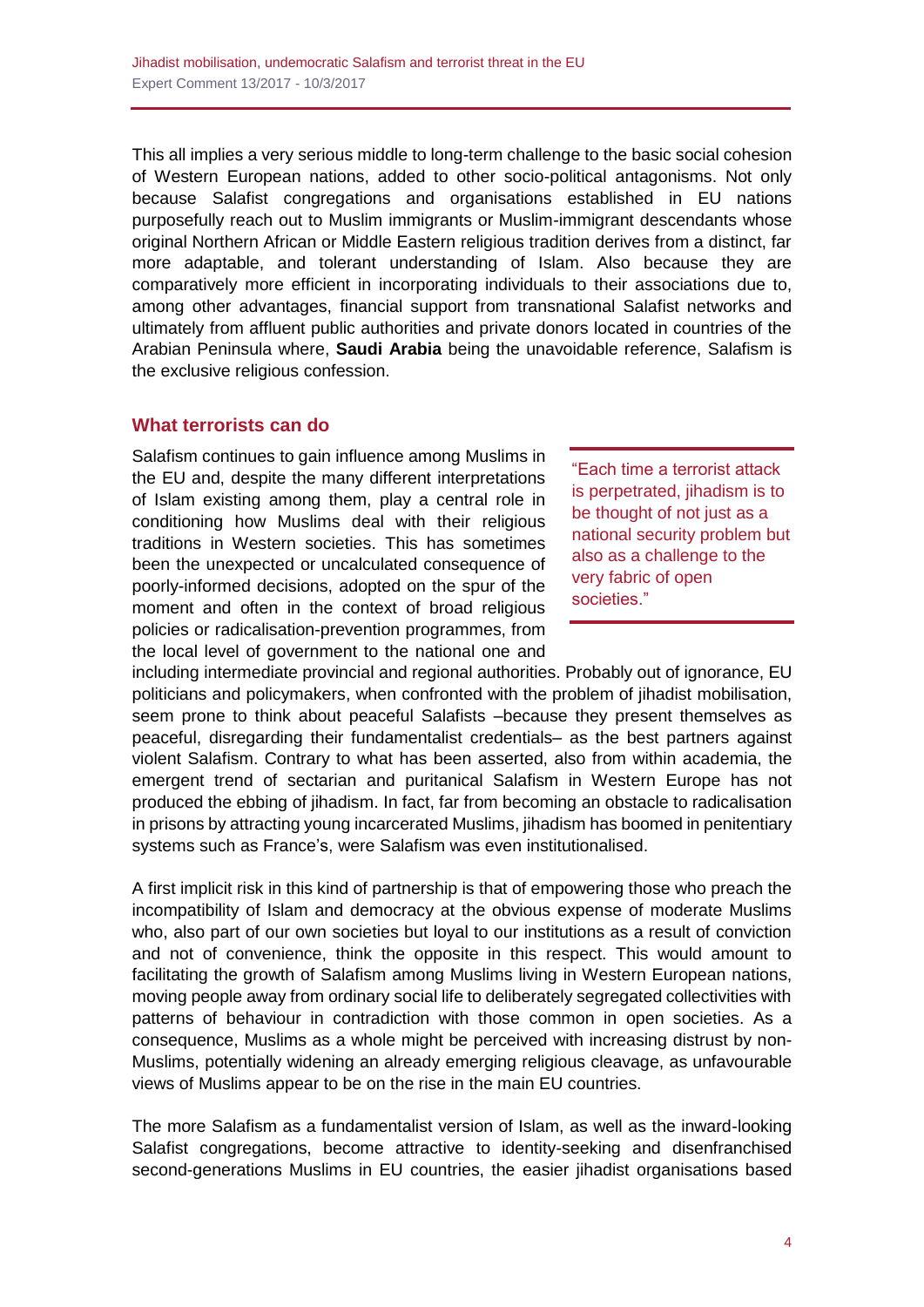This all implies a very serious middle to long-term challenge to the basic social cohesion of Western European nations, added to other socio-political antagonisms. Not only because Salafist congregations and organisations established in EU nations purposefully reach out to Muslim immigrants or Muslim-immigrant descendants whose original Northern African or Middle Eastern religious tradition derives from a distinct, far more adaptable, and tolerant understanding of Islam. Also because they are comparatively more efficient in incorporating individuals to their associations due to, among other advantages, financial support from transnational Salafist networks and ultimately from affluent public authorities and private donors located in countries of the Arabian Peninsula where, **Saudi Arabia** being the unavoidable reference, Salafism is the exclusive religious confession.

## What terrorists can do

Salafism continues to gain influence among Muslims in the EU and, despite the many different interpretations of Islam existing among them, play a central role in conditioning how Muslims deal with their religious traditions in Western societies. This has sometimes been the unexpected or uncalculated consequence of poorly-informed decisions, adopted on the spur of the moment and often in the context of broad religious policies or radicalisation-prevention programmes, from the local level of government to the national one and including intermediate provincial and regional authorities. Probably out of ignorance, EU politicians and policymakers, when confronted with the problem of jihadist mobilisation, seem prone to think about peaceful Salafists –because they present themselves as peaceful, disregarding their fundamentalist credentials– as the best partners against violent Salafism. Contrary to what has been asserted, also from within academia, the emergent trend of sectarian and puritanical Salafism in Western Europe has not produced the ebbing of jihadism. In fact, far from becoming an obstacle to radicalisation in prisons by attracting young incarcerated Muslims, jihadism has boomed in penitentiary systems such as France's, were Salafism was even institutionalised.

> "Each time a terrorist attack is perpetrated, jihadism is to be thought of not just as a national security problem but also as a challenge to the very fabric of open societies."

A first implicit risk in this kind of partnership is that of empowering those who preach the incompatibility of Islam and democracy at the obvious expense of moderate Muslims who, also part of our own societies but loyal to our institutions as a result of conviction and not of convenience, think the opposite in this respect. This would amount to facilitating the growth of Salafism among Muslims living in Western European nations, moving people away from ordinary social life to deliberately segregated collectivities with patterns of behaviour in contradiction with those common in open societies. As a consequence, Muslims as a whole might be perceived with increasing distrust by non-Muslims, potentially widening an already emerging religious cleavage, as unfavourable views of Muslims appear to be on the rise in the main EU countries.

The more Salafism as a fundamentalist version of Islam, as well as the inward-looking Salafist congregations, become attractive to identity-seeking and disenfranchised second-generations Muslims in EU countries, the easier jihadist organisations based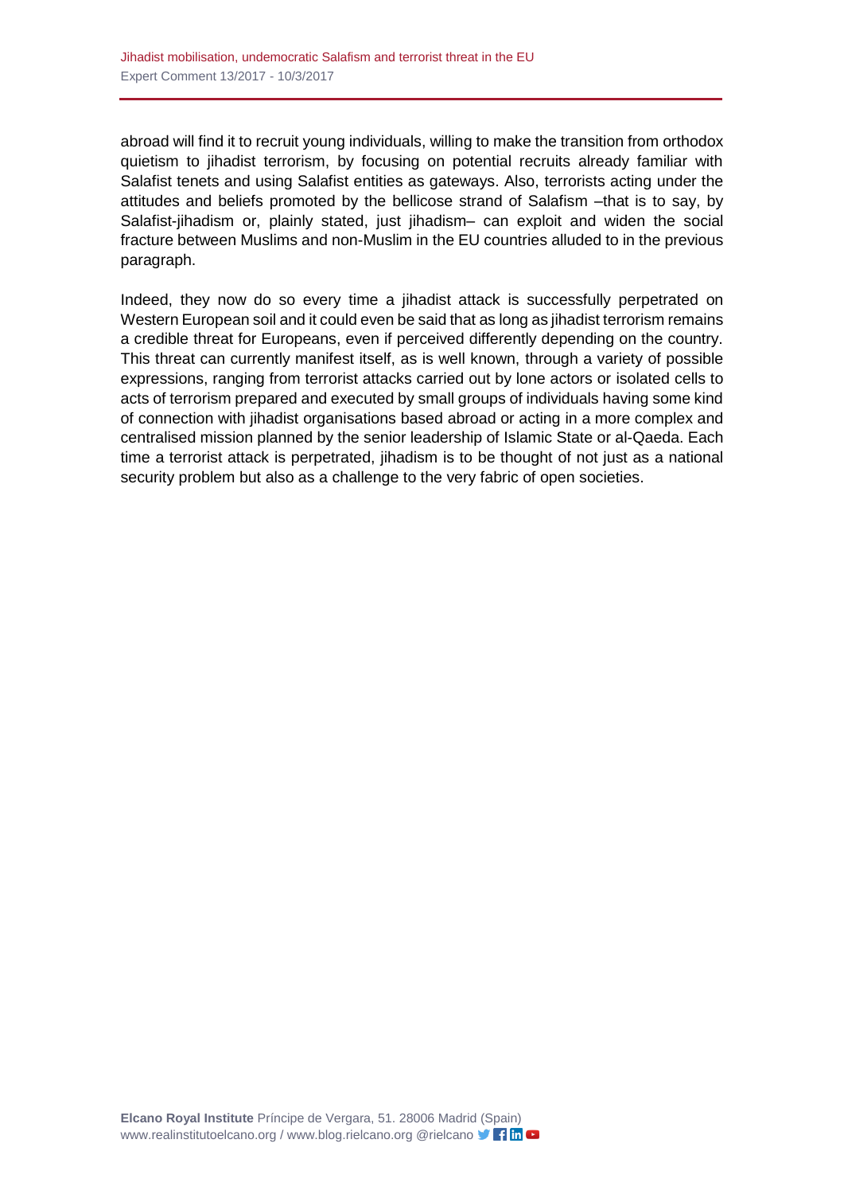abroad will find it to recruit young individuals, willing to make the transition from orthodox quietism to jihadist terrorism, by focusing on potential recruits already familiar with Salafist tenets and using Salafist entities as gateways. Also, terrorists acting under the attitudes and beliefs promoted by the bellicose strand of Salafism –that is to say, by Salafist-jihadism or, plainly stated, just jihadism– can exploit and widen the social fracture between Muslims and non-Muslim in the EU countries alluded to in the previous paragraph.

Indeed, they now do so every time a jihadist attack is successfully perpetrated on Western European soil and it could even be said that as long as jihadist terrorism remains a credible threat for Europeans, even if perceived differently depending on the country. This threat can currently manifest itself, as is well known, through a variety of possible expressions, ranging from terrorist attacks carried out by lone actors or isolated cells to acts of terrorism prepared and executed by small groups of individuals having some kind of connection with jihadist organisations based abroad or acting in a more complex and centralised mission planned by the senior leadership of Islamic State or al-Qaeda. Each time a terrorist attack is perpetrated, jihadism is to be thought of not just as a national security problem but also as a challenge to the very fabric of open societies.